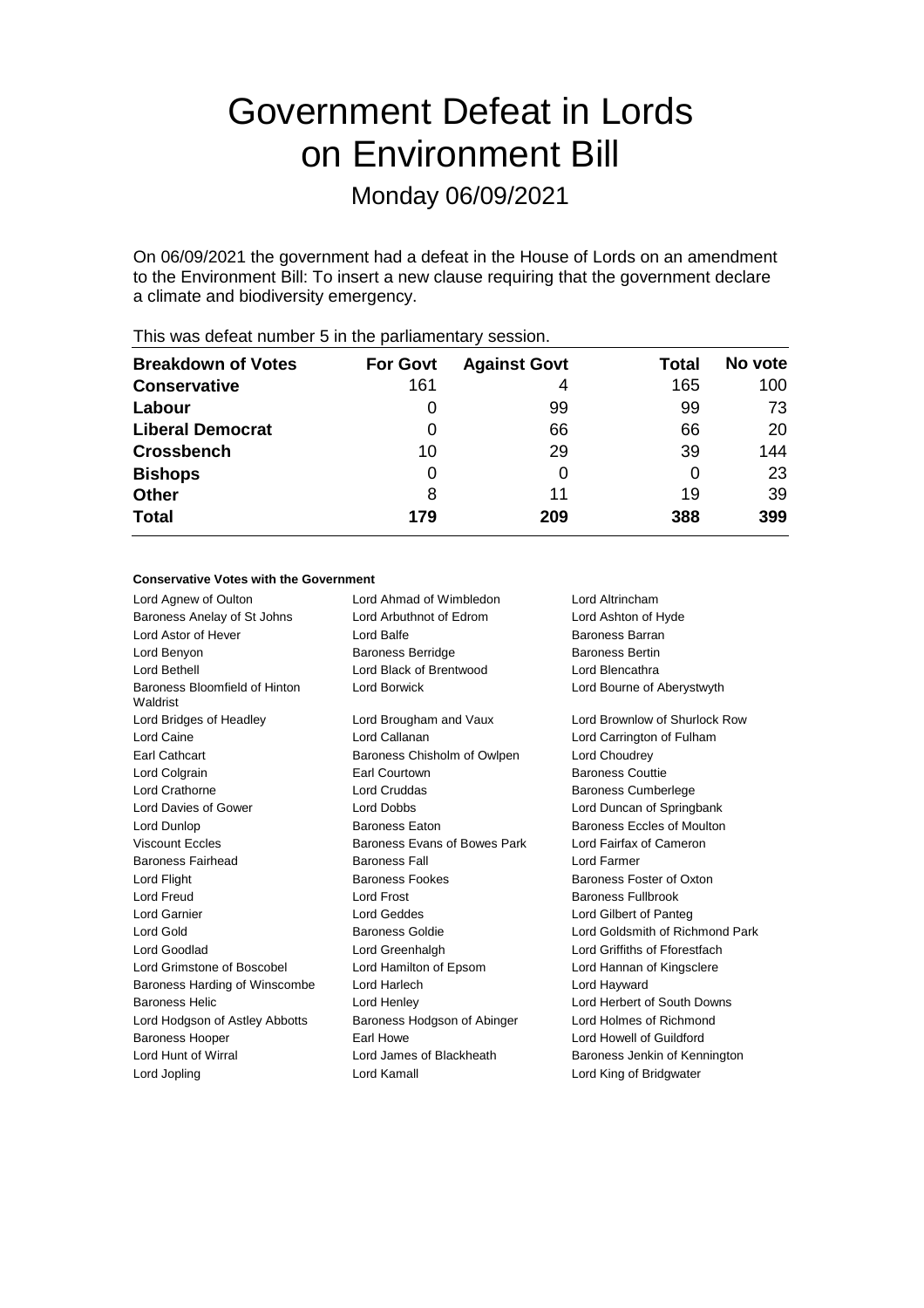# Government Defeat in Lords on Environment Bill

## Monday 06/09/2021

On 06/09/2021 the government had a defeat in the House of Lords on an amendment to the Environment Bill: To insert a new clause requiring that the government declare a climate and biodiversity emergency.

This was defeat number 5 in the parliamentary session.

| Breakdown of Votes | For Govt | Against Govt | Total | No vote |
|---|---|---|---|---|
| **Conservative** | 161 | 4 | 165 | 100 |
| **Labour** | 0 | 99 | 99 | 73 |
| **Liberal Democrat** | 0 | 66 | 66 | 20 |
| **Crossbench** | 10 | 29 | 39 | 144 |
| **Bishops** | 0 | 0 | 0 | 23 |
| **Other** | 8 | 11 | 19 | 39 |
| **Total** | 179 | 209 | 388 | 399 |

#### Conservative Votes with the Government

| | | |
|---|---|---|
| Lord Agnew of Oulton | Lord Ahmad of Wimbledon | Lord Altrincham |
| Baroness Anelay of St Johns | Lord Arbuthnot of Edrom | Lord Ashton of Hyde |
| Lord Astor of Hever | Lord Balfe | Baroness Barran |
| Lord Benyon | Baroness Berridge | Baroness Bertin |
| Lord Bethell | Lord Black of Brentwood | Lord Blencathra |
| Baroness Bloomfield of Hinton Waldrist | Lord Borwick | Lord Bourne of Aberystwyth |
| Lord Bridges of Headley | Lord Brougham and Vaux | Lord Brownlow of Shurlock Row |
| Lord Caine | Lord Callanan | Lord Carrington of Fulham |
| Earl Cathcart | Baroness Chisholm of Owlpen | Lord Choudrey |
| Lord Colgrain | Earl Courtown | Baroness Couttie |
| Lord Crathorne | Lord Cruddas | Baroness Cumberlege |
| Lord Davies of Gower | Lord Dobbs | Lord Duncan of Springbank |
| Lord Dunlop | Baroness Eaton | Baroness Eccles of Moulton |
| Viscount Eccles | Baroness Evans of Bowes Park | Lord Fairfax of Cameron |
| Baroness Fairhead | Baroness Fall | Lord Farmer |
| Lord Flight | Baroness Fookes | Baroness Foster of Oxton |
| Lord Freud | Lord Frost | Baroness Fullbrook |
| Lord Garnier | Lord Geddes | Lord Gilbert of Panteg |
| Lord Gold | Baroness Goldie | Lord Goldsmith of Richmond Park |
| Lord Goodlad | Lord Greenhalgh | Lord Griffiths of Fforestfach |
| Lord Grimstone of Boscobel | Lord Hamilton of Epsom | Lord Hannan of Kingsclere |
| Baroness Harding of Winscombe | Lord Harlech | Lord Hayward |
| Baroness Helic | Lord Henley | Lord Herbert of South Downs |
| Lord Hodgson of Astley Abbotts | Baroness Hodgson of Abinger | Lord Holmes of Richmond |
| Baroness Hooper | Earl Howe | Lord Howell of Guildford |
| Lord Hunt of Wirral | Lord James of Blackheath | Baroness Jenkin of Kennington |
| Lord Jopling | Lord Kamall | Lord King of Bridgwater |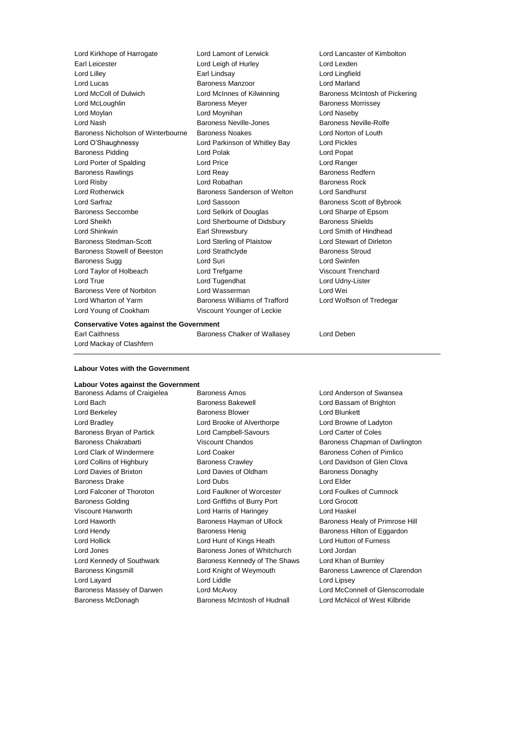Lord Kirkhope of Harrogate
Lord Lamont of Lerwick
Lord Lancaster of Kimbolton
Earl Leicester
Lord Leigh of Hurley
Lord Lexden
Lord Lilley
Earl Lindsay
Lord Lingfield
Lord Lucas
Baroness Manzoor
Lord Marland
Lord McColl of Dulwich
Lord McInnes of Kilwinning
Baroness McIntosh of Pickering
Lord McLoughlin
Baroness Meyer
Baroness Morrissey
Lord Moylan
Lord Moynihan
Lord Naseby
Lord Nash
Baroness Neville-Jones
Baroness Neville-Rolfe
Baroness Nicholson of Winterbourne
Baroness Noakes
Lord Norton of Louth
Lord O'Shaughnessy
Lord Parkinson of Whitley Bay
Lord Pickles
Baroness Pidding
Lord Polak
Lord Popat
Lord Porter of Spalding
Lord Price
Lord Ranger
Baroness Rawlings
Lord Reay
Baroness Redfern
Lord Risby
Lord Robathan
Baroness Rock
Lord Rotherwick
Baroness Sanderson of Welton
Lord Sandhurst
Lord Sarfraz
Lord Sassoon
Baroness Scott of Bybrook
Baroness Seccombe
Lord Selkirk of Douglas
Lord Sharpe of Epsom
Lord Sheikh
Lord Sherbourne of Didsbury
Baroness Shields
Lord Shinkwin
Earl Shrewsbury
Lord Smith of Hindhead
Baroness Stedman-Scott
Lord Sterling of Plaistow
Lord Stewart of Dirleton
Baroness Stowell of Beeston
Lord Strathclyde
Baroness Stroud
Baroness Sugg
Lord Suri
Lord Swinfen
Lord Taylor of Holbeach
Lord Trefgarne
Viscount Trenchard
Lord True
Lord Tugendhat
Lord Udny-Lister
Baroness Vere of Norbiton
Lord Wasserman
Lord Wei
Lord Wharton of Yarm
Baroness Williams of Trafford
Lord Wolfson of Tredegar
Lord Young of Cookham
Viscount Younger of Leckie

**Conservative Votes against the Government**

Earl Caithness
Baroness Chalker of Wallasey
Lord Deben
Lord Mackay of Clashfern

---

**Labour Votes with the Government**

**Labour Votes against the Government**

Baroness Adams of Craigielea
Baroness Amos
Lord Anderson of Swansea
Lord Bach
Baroness Bakewell
Lord Bassam of Brighton
Lord Berkeley
Baroness Blower
Lord Blunkett
Lord Bradley
Lord Brooke of Alverthorpe
Lord Browne of Ladyton
Baroness Bryan of Partick
Lord Campbell-Savours
Lord Carter of Coles
Baroness Chakrabarti
Viscount Chandos
Baroness Chapman of Darlington
Lord Clark of Windermere
Lord Coaker
Baroness Cohen of Pimlico
Lord Collins of Highbury
Baroness Crawley
Lord Davidson of Glen Clova
Lord Davies of Brixton
Lord Davies of Oldham
Baroness Donaghy
Baroness Drake
Lord Dubs
Lord Elder
Lord Falconer of Thoroton
Lord Faulkner of Worcester
Lord Foulkes of Cumnock
Baroness Golding
Lord Griffiths of Burry Port
Lord Grocott
Viscount Hanworth
Lord Harris of Haringey
Lord Haskel
Lord Haworth
Baroness Hayman of Ullock
Baroness Healy of Primrose Hill
Lord Hendy
Baroness Henig
Baroness Hilton of Eggardon
Lord Hollick
Lord Hunt of Kings Heath
Lord Hutton of Furness
Lord Jones
Baroness Jones of Whitchurch
Lord Jordan
Lord Kennedy of Southwark
Baroness Kennedy of The Shaws
Lord Khan of Burnley
Baroness Kingsmill
Lord Knight of Weymouth
Baroness Lawrence of Clarendon
Lord Layard
Lord Liddle
Lord Lipsey
Baroness Massey of Darwen
Lord McAvoy
Lord McConnell of Glenscorrodale
Baroness McDonagh
Baroness McIntosh of Hudnall
Lord McNicol of West Kilbride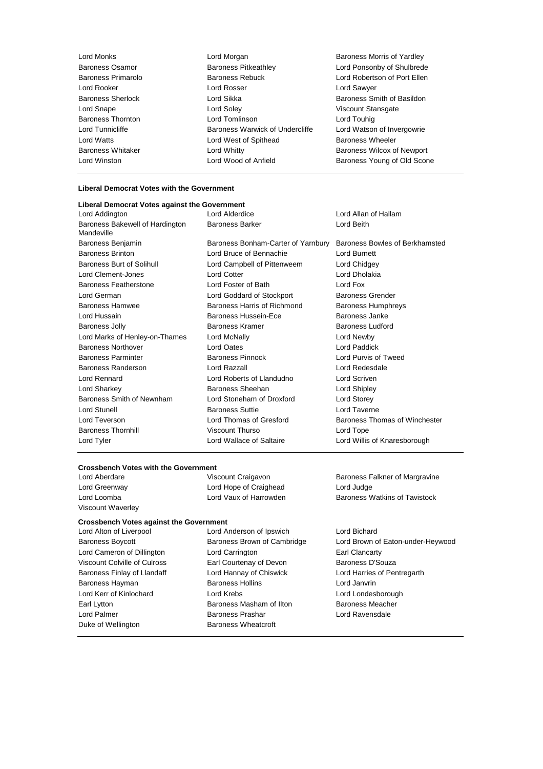| | | |
|---|---|---|
| Lord Monks | Lord Morgan | Baroness Morris of Yardley |
| Baroness Osamor | Baroness Pitkeathley | Lord Ponsonby of Shulbrede |
| Baroness Primarolo | Baroness Rebuck | Lord Robertson of Port Ellen |
| Lord Rooker | Lord Rosser | Lord Sawyer |
| Baroness Sherlock | Lord Sikka | Baroness Smith of Basildon |
| Lord Snape | Lord Soley | Viscount Stansgate |
| Baroness Thornton | Lord Tomlinson | Lord Touhig |
| Lord Tunnicliffe | Baroness Warwick of Undercliffe | Lord Watson of Invergowrie |
| Lord Watts | Lord West of Spithead | Baroness Wheeler |
| Baroness Whitaker | Lord Whitty | Baroness Wilcox of Newport |
| Lord Winston | Lord Wood of Anfield | Baroness Young of Old Scone |

**Liberal Democrat Votes with the Government**

**Liberal Democrat Votes against the Government**

| | | |
|---|---|---|
| Lord Addington | Lord Alderdice | Lord Allan of Hallam |
| Baroness Bakewell of Hardington Mandeville | Baroness Barker | Lord Beith |
| Baroness Benjamin | Baroness Bonham-Carter of Yarnbury | Baroness Bowles of Berkhamsted |
| Baroness Brinton | Lord Bruce of Bennachie | Lord Burnett |
| Baroness Burt of Solihull | Lord Campbell of Pittenweem | Lord Chidgey |
| Lord Clement-Jones | Lord Cotter | Lord Dholakia |
| Baroness Featherstone | Lord Foster of Bath | Lord Fox |
| Lord German | Lord Goddard of Stockport | Baroness Grender |
| Baroness Hamwee | Baroness Harris of Richmond | Baroness Humphreys |
| Lord Hussain | Baroness Hussein-Ece | Baroness Janke |
| Baroness Jolly | Baroness Kramer | Baroness Ludford |
| Lord Marks of Henley-on-Thames | Lord McNally | Lord Newby |
| Baroness Northover | Lord Oates | Lord Paddick |
| Baroness Parminter | Baroness Pinnock | Lord Purvis of Tweed |
| Baroness Randerson | Lord Razzall | Lord Redesdale |
| Lord Rennard | Lord Roberts of Llandudno | Lord Scriven |
| Lord Sharkey | Baroness Sheehan | Lord Shipley |
| Baroness Smith of Newnham | Lord Stoneham of Droxford | Lord Storey |
| Lord Stunell | Baroness Suttie | Lord Taverne |
| Lord Teverson | Lord Thomas of Gresford | Baroness Thomas of Winchester |
| Baroness Thornhill | Viscount Thurso | Lord Tope |
| Lord Tyler | Lord Wallace of Saltaire | Lord Willis of Knaresborough |

**Crossbench Votes with the Government**

| | | |
|---|---|---|
| Lord Aberdare | Viscount Craigavon | Baroness Falkner of Margravine |
| Lord Greenway | Lord Hope of Craighead | Lord Judge |
| Lord Loomba | Lord Vaux of Harrowden | Baroness Watkins of Tavistock |
| Viscount Waverley | | |

**Crossbench Votes against the Government**

| | | |
|---|---|---|
| Lord Alton of Liverpool | Lord Anderson of Ipswich | Lord Bichard |
| Baroness Boycott | Baroness Brown of Cambridge | Lord Brown of Eaton-under-Heywood |
| Lord Cameron of Dillington | Lord Carrington | Earl Clancarty |
| Viscount Colville of Culross | Earl Courtenay of Devon | Baroness D'Souza |
| Baroness Finlay of Llandaff | Lord Hannay of Chiswick | Lord Harries of Pentregarth |
| Baroness Hayman | Baroness Hollins | Lord Janvrin |
| Lord Kerr of Kinlochard | Lord Krebs | Lord Londesborough |
| Earl Lytton | Baroness Masham of Ilton | Baroness Meacher |
| Lord Palmer | Baroness Prashar | Lord Ravensdale |
| Duke of Wellington | Baroness Wheatcroft | |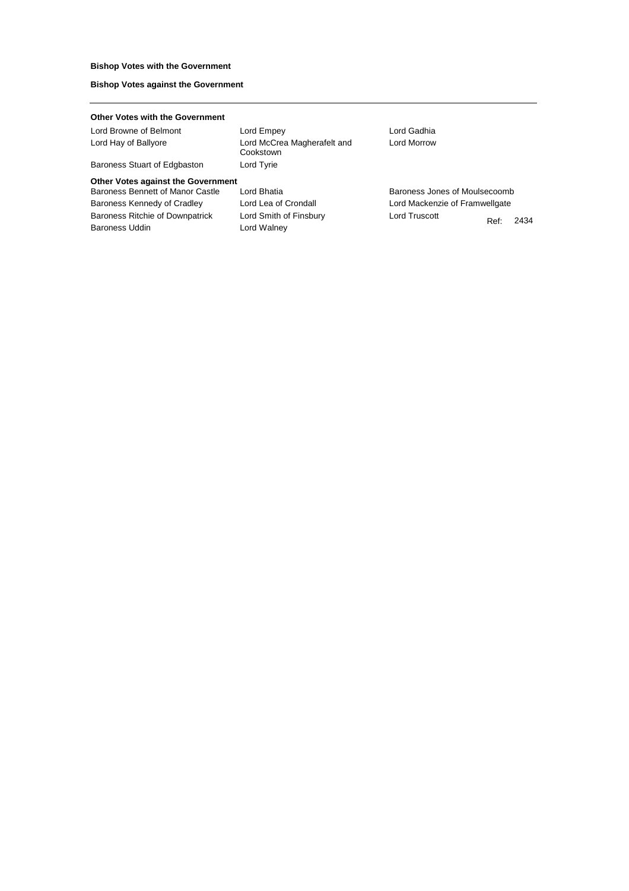**Bishop Votes with the Government**

**Bishop Votes against the Government**

---

**Other Votes with the Government**

| | | |
|---|---|---|
| Lord Browne of Belmont | Lord Empey | Lord Gadhia |
| Lord Hay of Ballyore | Lord McCrea Magherafelt and Cookstown | Lord Morrow |
| Baroness Stuart of Edgbaston | Lord Tyrie | |

**Other Votes against the Government**

| | | |
|---|---|---|
| Baroness Bennett of Manor Castle | Lord Bhatia | Baroness Jones of Moulsecoomb |
| Baroness Kennedy of Cradley | Lord Lea of Crondall | Lord Mackenzie of Framwellgate |
| Baroness Ritchie of Downpatrick | Lord Smith of Finsbury | Lord Truscott |
| Baroness Uddin | Lord Walney | |

Ref: 2434